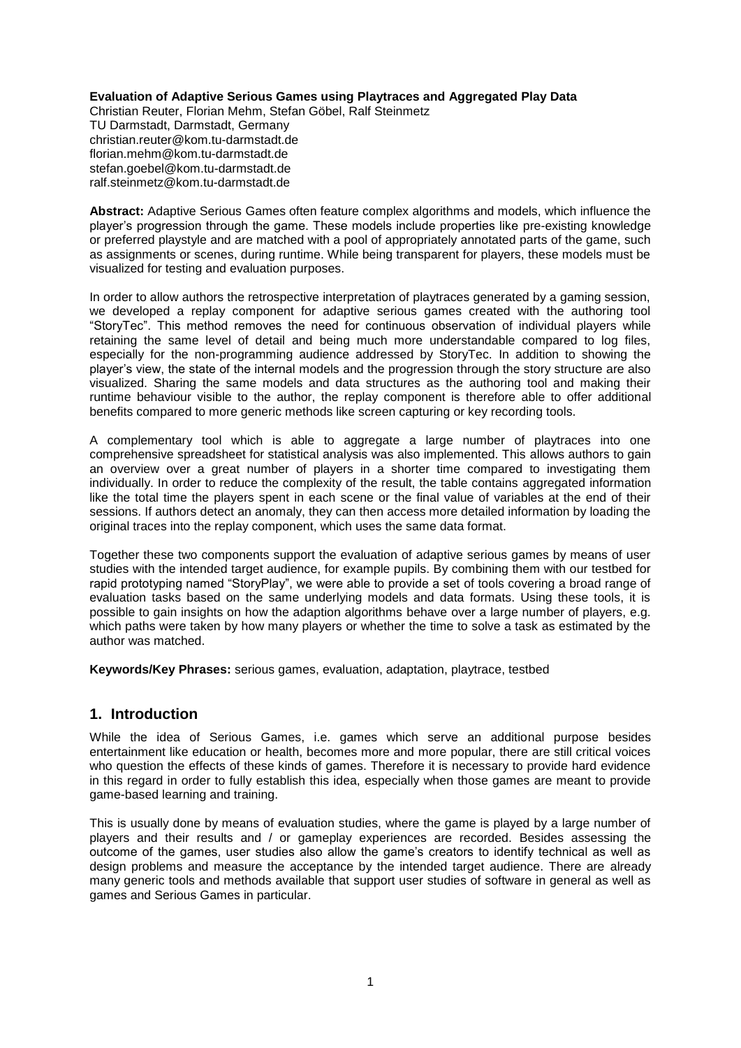**Evaluation of Adaptive Serious Games using Playtraces and Aggregated Play Data**

Christian Reuter, Florian Mehm, Stefan Göbel, Ralf Steinmetz
TU Darmstadt, Darmstadt, Germany
christian.reuter@kom.tu-darmstadt.de
florian.mehm@kom.tu-darmstadt.de
stefan.goebel@kom.tu-darmstadt.de
ralf.steinmetz@kom.tu-darmstadt.de

**Abstract:** Adaptive Serious Games often feature complex algorithms and models, which influence the player's progression through the game. These models include properties like pre-existing knowledge or preferred playstyle and are matched with a pool of appropriately annotated parts of the game, such as assignments or scenes, during runtime. While being transparent for players, these models must be visualized for testing and evaluation purposes.

In order to allow authors the retrospective interpretation of playtraces generated by a gaming session, we developed a replay component for adaptive serious games created with the authoring tool "StoryTec". This method removes the need for continuous observation of individual players while retaining the same level of detail and being much more understandable compared to log files, especially for the non-programming audience addressed by StoryTec. In addition to showing the player's view, the state of the internal models and the progression through the story structure are also visualized. Sharing the same models and data structures as the authoring tool and making their runtime behaviour visible to the author, the replay component is therefore able to offer additional benefits compared to more generic methods like screen capturing or key recording tools.

A complementary tool which is able to aggregate a large number of playtraces into one comprehensive spreadsheet for statistical analysis was also implemented. This allows authors to gain an overview over a great number of players in a shorter time compared to investigating them individually. In order to reduce the complexity of the result, the table contains aggregated information like the total time the players spent in each scene or the final value of variables at the end of their sessions. If authors detect an anomaly, they can then access more detailed information by loading the original traces into the replay component, which uses the same data format.

Together these two components support the evaluation of adaptive serious games by means of user studies with the intended target audience, for example pupils. By combining them with our testbed for rapid prototyping named "StoryPlay", we were able to provide a set of tools covering a broad range of evaluation tasks based on the same underlying models and data formats. Using these tools, it is possible to gain insights on how the adaption algorithms behave over a large number of players, e.g. which paths were taken by how many players or whether the time to solve a task as estimated by the author was matched.

**Keywords/Key Phrases:** serious games, evaluation, adaptation, playtrace, testbed

## 1. Introduction

While the idea of Serious Games, i.e. games which serve an additional purpose besides entertainment like education or health, becomes more and more popular, there are still critical voices who question the effects of these kinds of games. Therefore it is necessary to provide hard evidence in this regard in order to fully establish this idea, especially when those games are meant to provide game-based learning and training.

This is usually done by means of evaluation studies, where the game is played by a large number of players and their results and / or gameplay experiences are recorded. Besides assessing the outcome of the games, user studies also allow the game's creators to identify technical as well as design problems and measure the acceptance by the intended target audience. There are already many generic tools and methods available that support user studies of software in general as well as games and Serious Games in particular.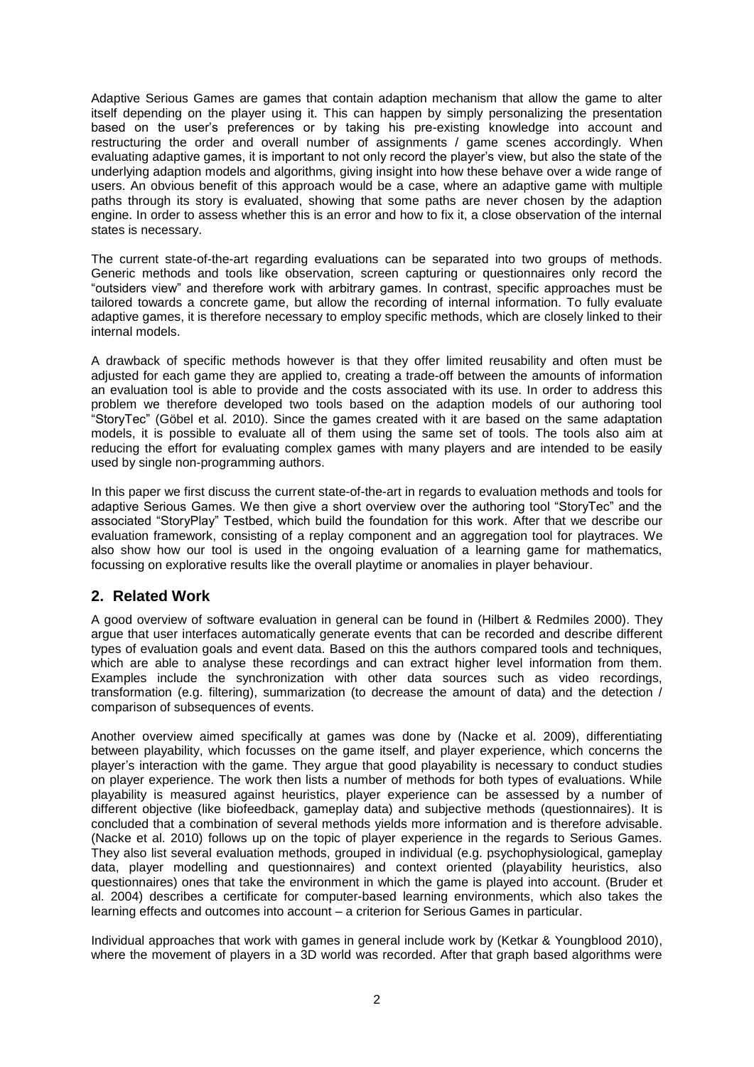Adaptive Serious Games are games that contain adaption mechanism that allow the game to alter itself depending on the player using it. This can happen by simply personalizing the presentation based on the user's preferences or by taking his pre-existing knowledge into account and restructuring the order and overall number of assignments / game scenes accordingly. When evaluating adaptive games, it is important to not only record the player's view, but also the state of the underlying adaption models and algorithms, giving insight into how these behave over a wide range of users. An obvious benefit of this approach would be a case, where an adaptive game with multiple paths through its story is evaluated, showing that some paths are never chosen by the adaption engine. In order to assess whether this is an error and how to fix it, a close observation of the internal states is necessary.

The current state-of-the-art regarding evaluations can be separated into two groups of methods. Generic methods and tools like observation, screen capturing or questionnaires only record the "outsiders view" and therefore work with arbitrary games. In contrast, specific approaches must be tailored towards a concrete game, but allow the recording of internal information. To fully evaluate adaptive games, it is therefore necessary to employ specific methods, which are closely linked to their internal models.

A drawback of specific methods however is that they offer limited reusability and often must be adjusted for each game they are applied to, creating a trade-off between the amounts of information an evaluation tool is able to provide and the costs associated with its use. In order to address this problem we therefore developed two tools based on the adaption models of our authoring tool "StoryTec" (Göbel et al. 2010). Since the games created with it are based on the same adaptation models, it is possible to evaluate all of them using the same set of tools. The tools also aim at reducing the effort for evaluating complex games with many players and are intended to be easily used by single non-programming authors.

In this paper we first discuss the current state-of-the-art in regards to evaluation methods and tools for adaptive Serious Games. We then give a short overview over the authoring tool "StoryTec" and the associated "StoryPlay" Testbed, which build the foundation for this work. After that we describe our evaluation framework, consisting of a replay component and an aggregation tool for playtraces. We also show how our tool is used in the ongoing evaluation of a learning game for mathematics, focussing on explorative results like the overall playtime or anomalies in player behaviour.

## 2. Related Work

A good overview of software evaluation in general can be found in (Hilbert & Redmiles 2000). They argue that user interfaces automatically generate events that can be recorded and describe different types of evaluation goals and event data. Based on this the authors compared tools and techniques, which are able to analyse these recordings and can extract higher level information from them. Examples include the synchronization with other data sources such as video recordings, transformation (e.g. filtering), summarization (to decrease the amount of data) and the detection / comparison of subsequences of events.

Another overview aimed specifically at games was done by (Nacke et al. 2009), differentiating between playability, which focusses on the game itself, and player experience, which concerns the player's interaction with the game. They argue that good playability is necessary to conduct studies on player experience. The work then lists a number of methods for both types of evaluations. While playability is measured against heuristics, player experience can be assessed by a number of different objective (like biofeedback, gameplay data) and subjective methods (questionnaires). It is concluded that a combination of several methods yields more information and is therefore advisable. (Nacke et al. 2010) follows up on the topic of player experience in the regards to Serious Games. They also list several evaluation methods, grouped in individual (e.g. psychophysiological, gameplay data, player modelling and questionnaires) and context oriented (playability heuristics, also questionnaires) ones that take the environment in which the game is played into account. (Bruder et al. 2004) describes a certificate for computer-based learning environments, which also takes the learning effects and outcomes into account – a criterion for Serious Games in particular.

Individual approaches that work with games in general include work by (Ketkar & Youngblood 2010), where the movement of players in a 3D world was recorded. After that graph based algorithms were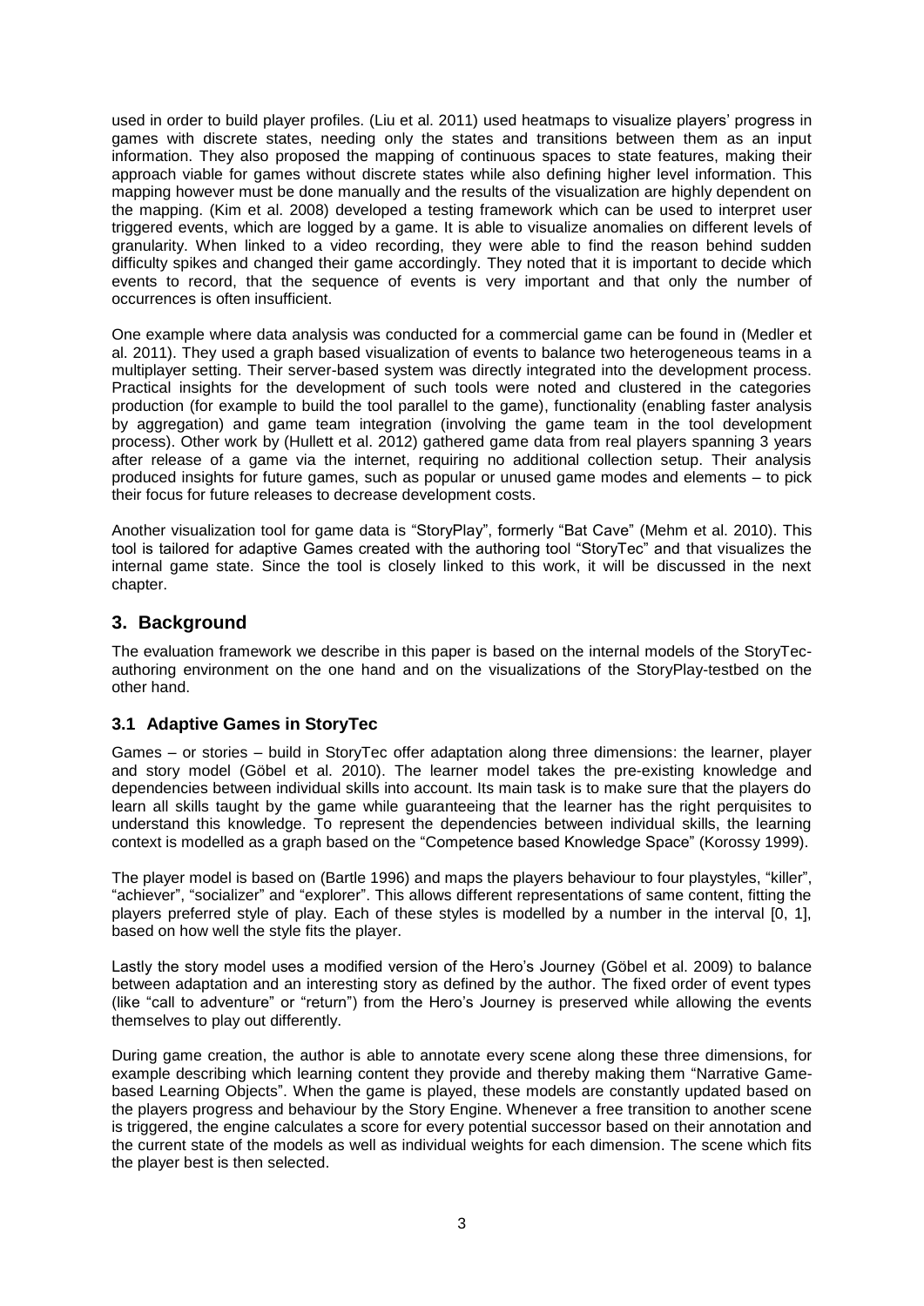used in order to build player profiles. (Liu et al. 2011) used heatmaps to visualize players' progress in games with discrete states, needing only the states and transitions between them as an input information. They also proposed the mapping of continuous spaces to state features, making their approach viable for games without discrete states while also defining higher level information. This mapping however must be done manually and the results of the visualization are highly dependent on the mapping. (Kim et al. 2008) developed a testing framework which can be used to interpret user triggered events, which are logged by a game. It is able to visualize anomalies on different levels of granularity. When linked to a video recording, they were able to find the reason behind sudden difficulty spikes and changed their game accordingly. They noted that it is important to decide which events to record, that the sequence of events is very important and that only the number of occurrences is often insufficient.

One example where data analysis was conducted for a commercial game can be found in (Medler et al. 2011). They used a graph based visualization of events to balance two heterogeneous teams in a multiplayer setting. Their server-based system was directly integrated into the development process. Practical insights for the development of such tools were noted and clustered in the categories production (for example to build the tool parallel to the game), functionality (enabling faster analysis by aggregation) and game team integration (involving the game team in the tool development process). Other work by (Hullett et al. 2012) gathered game data from real players spanning 3 years after release of a game via the internet, requiring no additional collection setup. Their analysis produced insights for future games, such as popular or unused game modes and elements – to pick their focus for future releases to decrease development costs.

Another visualization tool for game data is "StoryPlay", formerly "Bat Cave" (Mehm et al. 2010). This tool is tailored for adaptive Games created with the authoring tool "StoryTec" and that visualizes the internal game state. Since the tool is closely linked to this work, it will be discussed in the next chapter.

## 3. Background

The evaluation framework we describe in this paper is based on the internal models of the StoryTec-authoring environment on the one hand and on the visualizations of the StoryPlay-testbed on the other hand.

### 3.1 Adaptive Games in StoryTec

Games – or stories – build in StoryTec offer adaptation along three dimensions: the learner, player and story model (Göbel et al. 2010). The learner model takes the pre-existing knowledge and dependencies between individual skills into account. Its main task is to make sure that the players do learn all skills taught by the game while guaranteeing that the learner has the right perquisites to understand this knowledge. To represent the dependencies between individual skills, the learning context is modelled as a graph based on the "Competence based Knowledge Space" (Korossy 1999).

The player model is based on (Bartle 1996) and maps the players behaviour to four playstyles, "killer", "achiever", "socializer" and "explorer". This allows different representations of same content, fitting the players preferred style of play. Each of these styles is modelled by a number in the interval [0, 1], based on how well the style fits the player.

Lastly the story model uses a modified version of the Hero's Journey (Göbel et al. 2009) to balance between adaptation and an interesting story as defined by the author. The fixed order of event types (like "call to adventure" or "return") from the Hero's Journey is preserved while allowing the events themselves to play out differently.

During game creation, the author is able to annotate every scene along these three dimensions, for example describing which learning content they provide and thereby making them "Narrative Game-based Learning Objects". When the game is played, these models are constantly updated based on the players progress and behaviour by the Story Engine. Whenever a free transition to another scene is triggered, the engine calculates a score for every potential successor based on their annotation and the current state of the models as well as individual weights for each dimension. The scene which fits the player best is then selected.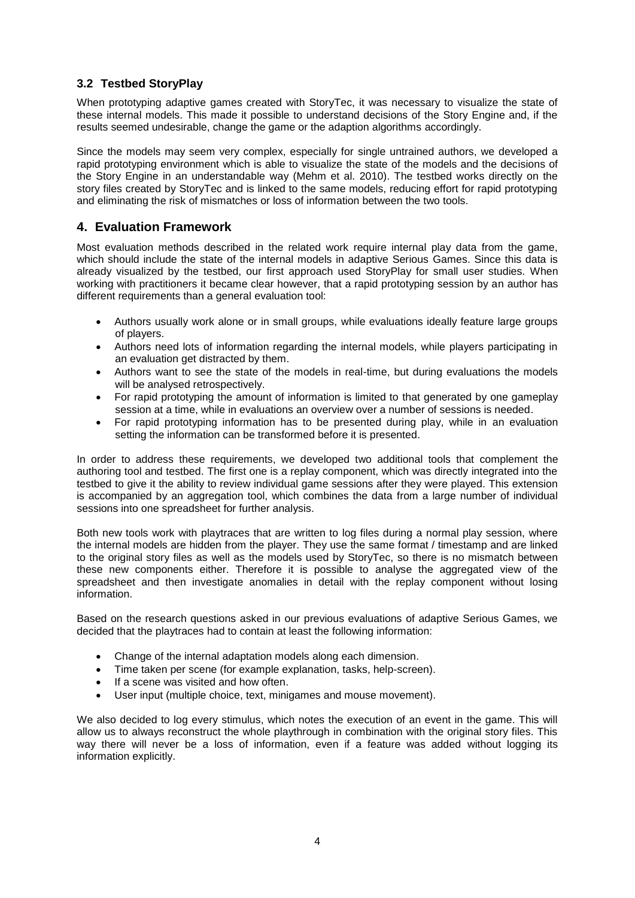### 3.2 Testbed StoryPlay

When prototyping adaptive games created with StoryTec, it was necessary to visualize the state of these internal models. This made it possible to understand decisions of the Story Engine and, if the results seemed undesirable, change the game or the adaption algorithms accordingly.

Since the models may seem very complex, especially for single untrained authors, we developed a rapid prototyping environment which is able to visualize the state of the models and the decisions of the Story Engine in an understandable way (Mehm et al. 2010). The testbed works directly on the story files created by StoryTec and is linked to the same models, reducing effort for rapid prototyping and eliminating the risk of mismatches or loss of information between the two tools.

## 4. Evaluation Framework

Most evaluation methods described in the related work require internal play data from the game, which should include the state of the internal models in adaptive Serious Games. Since this data is already visualized by the testbed, our first approach used StoryPlay for small user studies. When working with practitioners it became clear however, that a rapid prototyping session by an author has different requirements than a general evaluation tool:

- Authors usually work alone or in small groups, while evaluations ideally feature large groups of players.
- Authors need lots of information regarding the internal models, while players participating in an evaluation get distracted by them.
- Authors want to see the state of the models in real-time, but during evaluations the models will be analysed retrospectively.
- For rapid prototyping the amount of information is limited to that generated by one gameplay session at a time, while in evaluations an overview over a number of sessions is needed.
- For rapid prototyping information has to be presented during play, while in an evaluation setting the information can be transformed before it is presented.

In order to address these requirements, we developed two additional tools that complement the authoring tool and testbed. The first one is a replay component, which was directly integrated into the testbed to give it the ability to review individual game sessions after they were played. This extension is accompanied by an aggregation tool, which combines the data from a large number of individual sessions into one spreadsheet for further analysis.

Both new tools work with playtraces that are written to log files during a normal play session, where the internal models are hidden from the player. They use the same format / timestamp and are linked to the original story files as well as the models used by StoryTec, so there is no mismatch between these new components either. Therefore it is possible to analyse the aggregated view of the spreadsheet and then investigate anomalies in detail with the replay component without losing information.

Based on the research questions asked in our previous evaluations of adaptive Serious Games, we decided that the playtraces had to contain at least the following information:

- Change of the internal adaptation models along each dimension.
- Time taken per scene (for example explanation, tasks, help-screen).
- If a scene was visited and how often.
- User input (multiple choice, text, minigames and mouse movement).

We also decided to log every stimulus, which notes the execution of an event in the game. This will allow us to always reconstruct the whole playthrough in combination with the original story files. This way there will never be a loss of information, even if a feature was added without logging its information explicitly.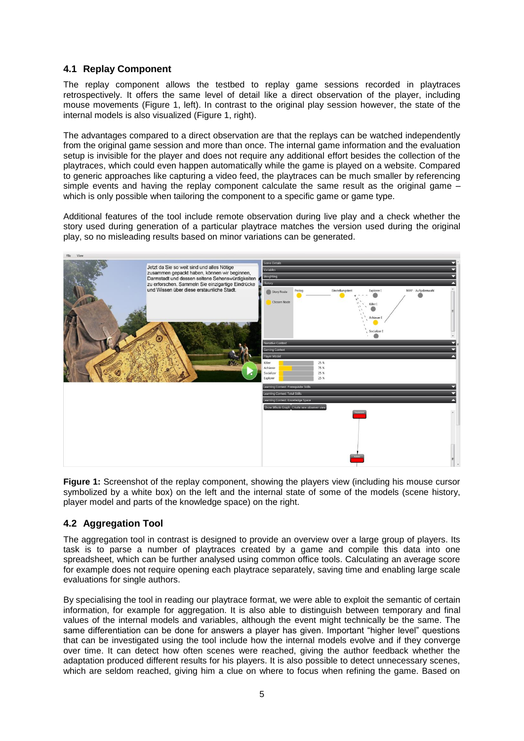### 4.1 Replay Component

The replay component allows the testbed to replay game sessions recorded in playtraces retrospectively. It offers the same level of detail like a direct observation of the player, including mouse movements (Figure 1, left). In contrast to the original play session however, the state of the internal models is also visualized (Figure 1, right).

The advantages compared to a direct observation are that the replays can be watched independently from the original game session and more than once. The internal game information and the evaluation setup is invisible for the player and does not require any additional effort besides the collection of the playtraces, which could even happen automatically while the game is played on a website. Compared to generic approaches like capturing a video feed, the playtraces can be much smaller by referencing simple events and having the replay component calculate the same result as the original game – which is only possible when tailoring the component to a specific game or game type.

Additional features of the tool include remote observation during live play and a check whether the story used during generation of a particular playtrace matches the version used during the original play, so no misleading results based on minor variations can be generated.

**Figure 1:** Screenshot of the replay component, showing the players view (including his mouse cursor symbolized by a white box) on the left and the internal state of some of the models (scene history, player model and parts of the knowledge space) on the right.

### 4.2 Aggregation Tool

The aggregation tool in contrast is designed to provide an overview over a large group of players. Its task is to parse a number of playtraces created by a game and compile this data into one spreadsheet, which can be further analysed using common office tools. Calculating an average score for example does not require opening each playtrace separately, saving time and enabling large scale evaluations for single authors.

By specialising the tool in reading our playtrace format, we were able to exploit the semantic of certain information, for example for aggregation. It is also able to distinguish between temporary and final values of the internal models and variables, although the event might technically be the same. The same differentiation can be done for answers a player has given. Important "higher level" questions that can be investigated using the tool include how the internal models evolve and if they converge over time. It can detect how often scenes were reached, giving the author feedback whether the adaptation produced different results for his players. It is also possible to detect unnecessary scenes, which are seldom reached, giving him a clue on where to focus when refining the game. Based on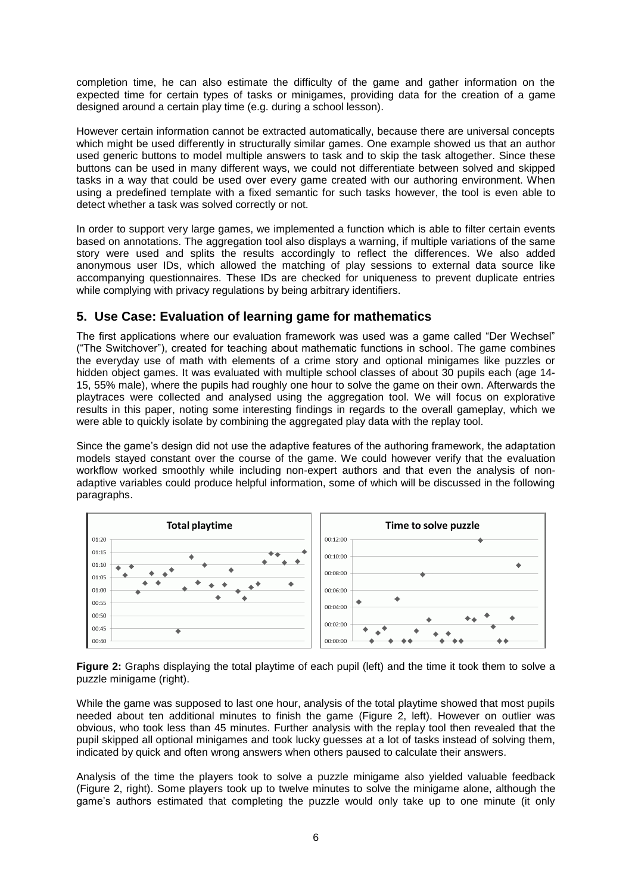completion time, he can also estimate the difficulty of the game and gather information on the expected time for certain types of tasks or minigames, providing data for the creation of a game designed around a certain play time (e.g. during a school lesson).

However certain information cannot be extracted automatically, because there are universal concepts which might be used differently in structurally similar games. One example showed us that an author used generic buttons to model multiple answers to task and to skip the task altogether. Since these buttons can be used in many different ways, we could not differentiate between solved and skipped tasks in a way that could be used over every game created with our authoring environment. When using a predefined template with a fixed semantic for such tasks however, the tool is even able to detect whether a task was solved correctly or not.

In order to support very large games, we implemented a function which is able to filter certain events based on annotations. The aggregation tool also displays a warning, if multiple variations of the same story were used and splits the results accordingly to reflect the differences. We also added anonymous user IDs, which allowed the matching of play sessions to external data source like accompanying questionnaires. These IDs are checked for uniqueness to prevent duplicate entries while complying with privacy regulations by being arbitrary identifiers.

## 5. Use Case: Evaluation of learning game for mathematics

The first applications where our evaluation framework was used was a game called "Der Wechsel" ("The Switchover"), created for teaching about mathematic functions in school. The game combines the everyday use of math with elements of a crime story and optional minigames like puzzles or hidden object games. It was evaluated with multiple school classes of about 30 pupils each (age 14-15, 55% male), where the pupils had roughly one hour to solve the game on their own. Afterwards the playtraces were collected and analysed using the aggregation tool. We will focus on explorative results in this paper, noting some interesting findings in regards to the overall gameplay, which we were able to quickly isolate by combining the aggregated play data with the replay tool.

Since the game's design did not use the adaptive features of the authoring framework, the adaptation models stayed constant over the course of the game. We could however verify that the evaluation workflow worked smoothly while including non-expert authors and that even the analysis of non-adaptive variables could produce helpful information, some of which will be discussed in the following paragraphs.

**Figure 2:** Graphs displaying the total playtime of each pupil (left) and the time it took them to solve a puzzle minigame (right).

While the game was supposed to last one hour, analysis of the total playtime showed that most pupils needed about ten additional minutes to finish the game (Figure 2, left). However on outlier was obvious, who took less than 45 minutes. Further analysis with the replay tool then revealed that the pupil skipped all optional minigames and took lucky guesses at a lot of tasks instead of solving them, indicated by quick and often wrong answers when others paused to calculate their answers.

Analysis of the time the players took to solve a puzzle minigame also yielded valuable feedback (Figure 2, right). Some players took up to twelve minutes to solve the minigame alone, although the game's authors estimated that completing the puzzle would only take up to one minute (it only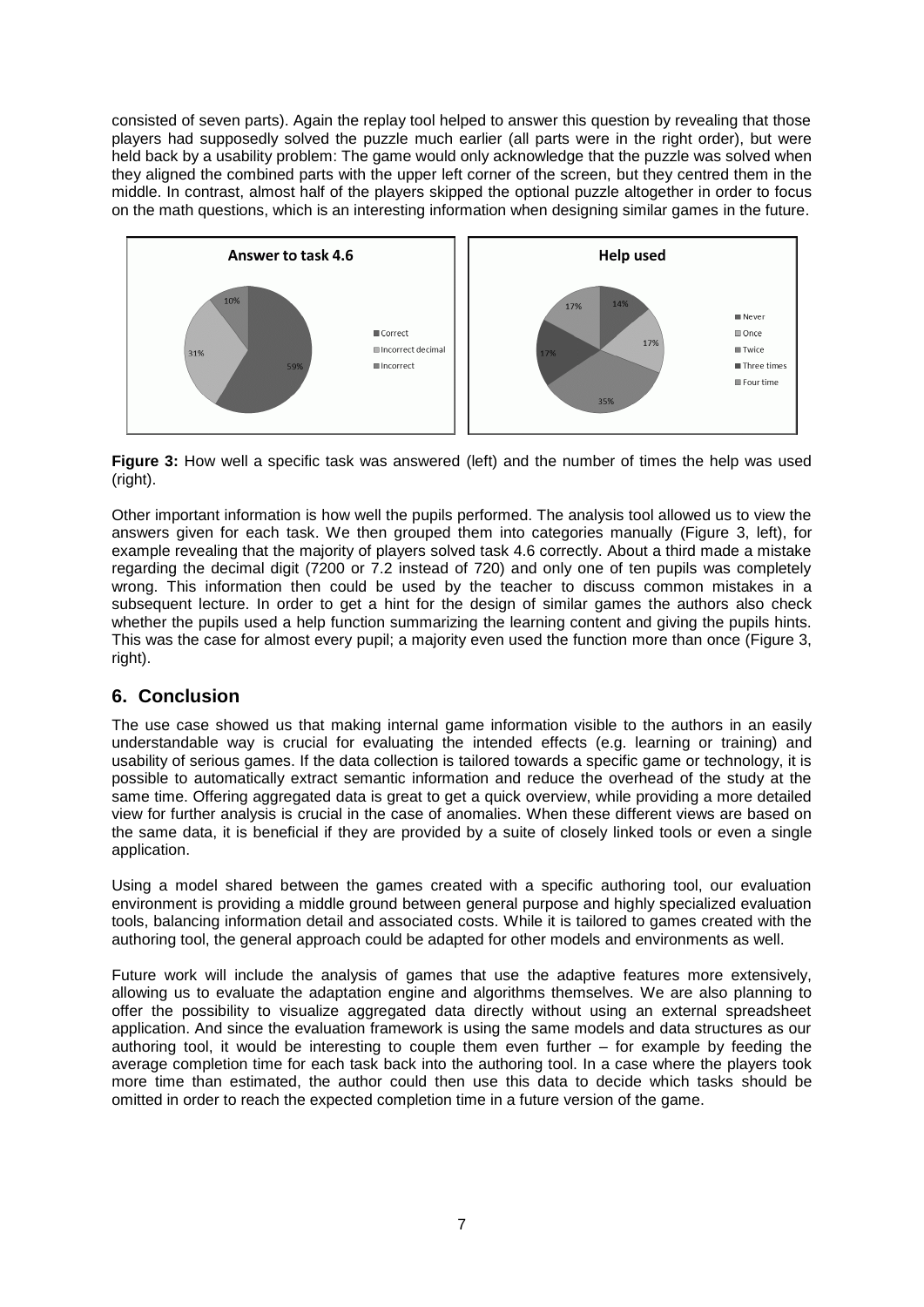consisted of seven parts). Again the replay tool helped to answer this question by revealing that those players had supposedly solved the puzzle much earlier (all parts were in the right order), but were held back by a usability problem: The game would only acknowledge that the puzzle was solved when they aligned the combined parts with the upper left corner of the screen, but they centred them in the middle. In contrast, almost half of the players skipped the optional puzzle altogether in order to focus on the math questions, which is an interesting information when designing similar games in the future.

**Figure 3:** How well a specific task was answered (left) and the number of times the help was used (right).

Other important information is how well the pupils performed. The analysis tool allowed us to view the answers given for each task. We then grouped them into categories manually (Figure 3, left), for example revealing that the majority of players solved task 4.6 correctly. About a third made a mistake regarding the decimal digit (7200 or 7.2 instead of 720) and only one of ten pupils was completely wrong. This information then could be used by the teacher to discuss common mistakes in a subsequent lecture. In order to get a hint for the design of similar games the authors also check whether the pupils used a help function summarizing the learning content and giving the pupils hints. This was the case for almost every pupil; a majority even used the function more than once (Figure 3, right).

## 6. Conclusion

The use case showed us that making internal game information visible to the authors in an easily understandable way is crucial for evaluating the intended effects (e.g. learning or training) and usability of serious games. If the data collection is tailored towards a specific game or technology, it is possible to automatically extract semantic information and reduce the overhead of the study at the same time. Offering aggregated data is great to get a quick overview, while providing a more detailed view for further analysis is crucial in the case of anomalies. When these different views are based on the same data, it is beneficial if they are provided by a suite of closely linked tools or even a single application.

Using a model shared between the games created with a specific authoring tool, our evaluation environment is providing a middle ground between general purpose and highly specialized evaluation tools, balancing information detail and associated costs. While it is tailored to games created with the authoring tool, the general approach could be adapted for other models and environments as well.

Future work will include the analysis of games that use the adaptive features more extensively, allowing us to evaluate the adaptation engine and algorithms themselves. We are also planning to offer the possibility to visualize aggregated data directly without using an external spreadsheet application. And since the evaluation framework is using the same models and data structures as our authoring tool, it would be interesting to couple them even further – for example by feeding the average completion time for each task back into the authoring tool. In a case where the players took more time than estimated, the author could then use this data to decide which tasks should be omitted in order to reach the expected completion time in a future version of the game.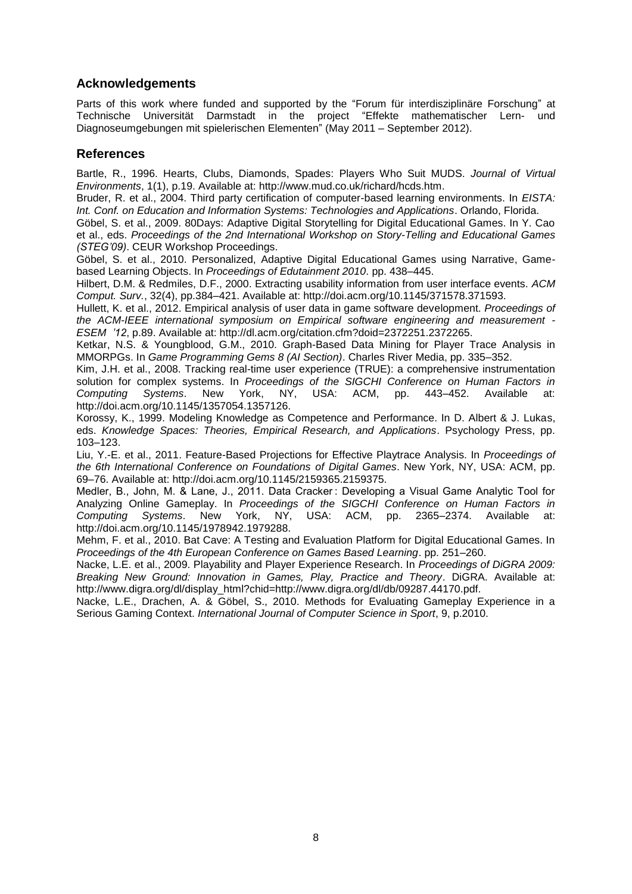## Acknowledgements

Parts of this work where funded and supported by the "Forum für interdisziplinäre Forschung" at Technische Universität Darmstadt in the project "Effekte mathematischer Lern- und Diagnoseumgebungen mit spielerischen Elementen" (May 2011 – September 2012).

## References

Bartle, R., 1996. Hearts, Clubs, Diamonds, Spades: Players Who Suit MUDS. *Journal of Virtual Environments*, 1(1), p.19. Available at: http://www.mud.co.uk/richard/hcds.htm.

Bruder, R. et al., 2004. Third party certification of computer-based learning environments. In *EISTA: Int. Conf. on Education and Information Systems: Technologies and Applications*. Orlando, Florida.

Göbel, S. et al., 2009. 80Days: Adaptive Digital Storytelling for Digital Educational Games. In Y. Cao et al., eds. *Proceedings of the 2nd International Workshop on Story-Telling and Educational Games (STEG'09)*. CEUR Workshop Proceedings.

Göbel, S. et al., 2010. Personalized, Adaptive Digital Educational Games using Narrative, Game-based Learning Objects. In *Proceedings of Edutainment 2010*. pp. 438–445.

Hilbert, D.M. & Redmiles, D.F., 2000. Extracting usability information from user interface events. *ACM Comput. Surv.*, 32(4), pp.384–421. Available at: http://doi.acm.org/10.1145/371578.371593.

Hullett, K. et al., 2012. Empirical analysis of user data in game software development. *Proceedings of the ACM-IEEE international symposium on Empirical software engineering and measurement - ESEM '12*, p.89. Available at: http://dl.acm.org/citation.cfm?doid=2372251.2372265.

Ketkar, N.S. & Youngblood, G.M., 2010. Graph-Based Data Mining for Player Trace Analysis in MMORPGs. In *Game Programming Gems 8 (AI Section)*. Charles River Media, pp. 335–352.

Kim, J.H. et al., 2008. Tracking real-time user experience (TRUE): a comprehensive instrumentation solution for complex systems. In *Proceedings of the SIGCHI Conference on Human Factors in Computing Systems*. New York, NY, USA: ACM, pp. 443–452. Available at: http://doi.acm.org/10.1145/1357054.1357126.

Korossy, K., 1999. Modeling Knowledge as Competence and Performance. In D. Albert & J. Lukas, eds. *Knowledge Spaces: Theories, Empirical Research, and Applications*. Psychology Press, pp. 103–123.

Liu, Y.-E. et al., 2011. Feature-Based Projections for Effective Playtrace Analysis. In *Proceedings of the 6th International Conference on Foundations of Digital Games*. New York, NY, USA: ACM, pp. 69–76. Available at: http://doi.acm.org/10.1145/2159365.2159375.

Medler, B., John, M. & Lane, J., 2011. Data Cracker : Developing a Visual Game Analytic Tool for Analyzing Online Gameplay. In *Proceedings of the SIGCHI Conference on Human Factors in Computing Systems*. New York, NY, USA: ACM, pp. 2365–2374. Available at: http://doi.acm.org/10.1145/1978942.1979288.

Mehm, F. et al., 2010. Bat Cave: A Testing and Evaluation Platform for Digital Educational Games. In *Proceedings of the 4th European Conference on Games Based Learning*. pp. 251–260.

Nacke, L.E. et al., 2009. Playability and Player Experience Research. In *Proceedings of DiGRA 2009: Breaking New Ground: Innovation in Games, Play, Practice and Theory*. DiGRA. Available at: http://www.digra.org/dl/display_html?chid=http://www.digra.org/dl/db/09287.44170.pdf.

Nacke, L.E., Drachen, A. & Göbel, S., 2010. Methods for Evaluating Gameplay Experience in a Serious Gaming Context. *International Journal of Computer Science in Sport*, 9, p.2010.